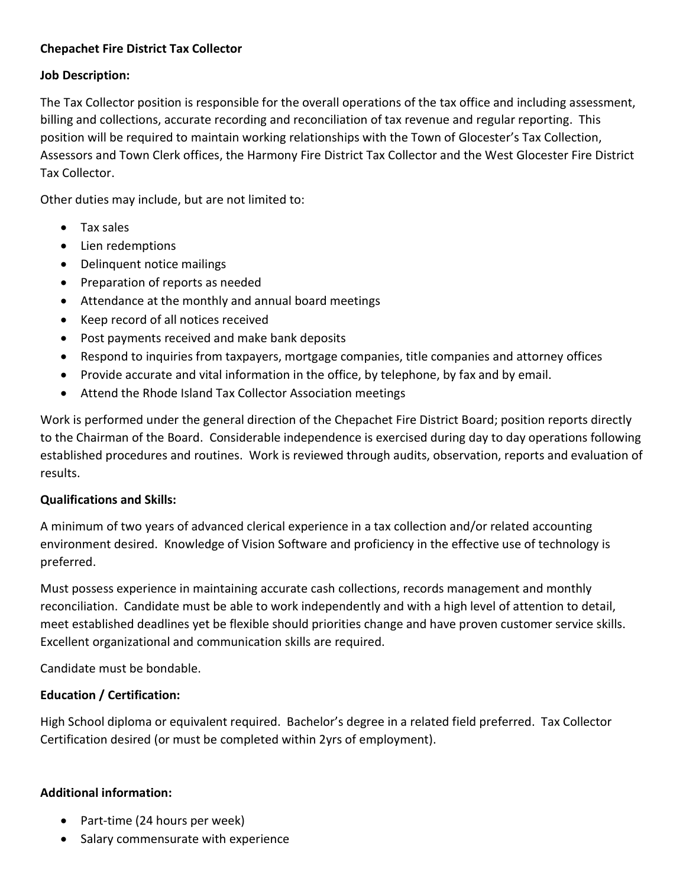**Chepachet Fire District Tax Collector**

**Job Description:**

The Tax Collector position is responsible for the overall operations of the tax office and including assessment, billing and collections, accurate recording and reconciliation of tax revenue and regular reporting. This position will be required to maintain working relationships with the Town of Glocester's Tax Collection, Assessors and Town Clerk offices, the Harmony Fire District Tax Collector and the West Glocester Fire District Tax Collector.

Other duties may include, but are not limited to:

- Tax sales
- Lien redemptions
- Delinquent notice mailings
- Preparation of reports as needed
- Attendance at the monthly and annual board meetings
- Keep record of all notices received
- Post payments received and make bank deposits
- Respond to inquiries from taxpayers, mortgage companies, title companies and attorney offices
- Provide accurate and vital information in the office, by telephone, by fax and by email.
- Attend the Rhode Island Tax Collector Association meetings

Work is performed under the general direction of the Chepachet Fire District Board; position reports directly to the Chairman of the Board. Considerable independence is exercised during day to day operations following established procedures and routines. Work is reviewed through audits, observation, reports and evaluation of results.

**Qualifications and Skills:**

A minimum of two years of advanced clerical experience in a tax collection and/or related accounting environment desired. Knowledge of Vision Software and proficiency in the effective use of technology is preferred.

Must possess experience in maintaining accurate cash collections, records management and monthly reconciliation. Candidate must be able to work independently and with a high level of attention to detail, meet established deadlines yet be flexible should priorities change and have proven customer service skills. Excellent organizational and communication skills are required.

Candidate must be bondable.

**Education / Certification:**

High School diploma or equivalent required. Bachelor's degree in a related field preferred. Tax Collector Certification desired (or must be completed within 2yrs of employment).

**Additional information:**

- Part-time (24 hours per week)
- Salary commensurate with experience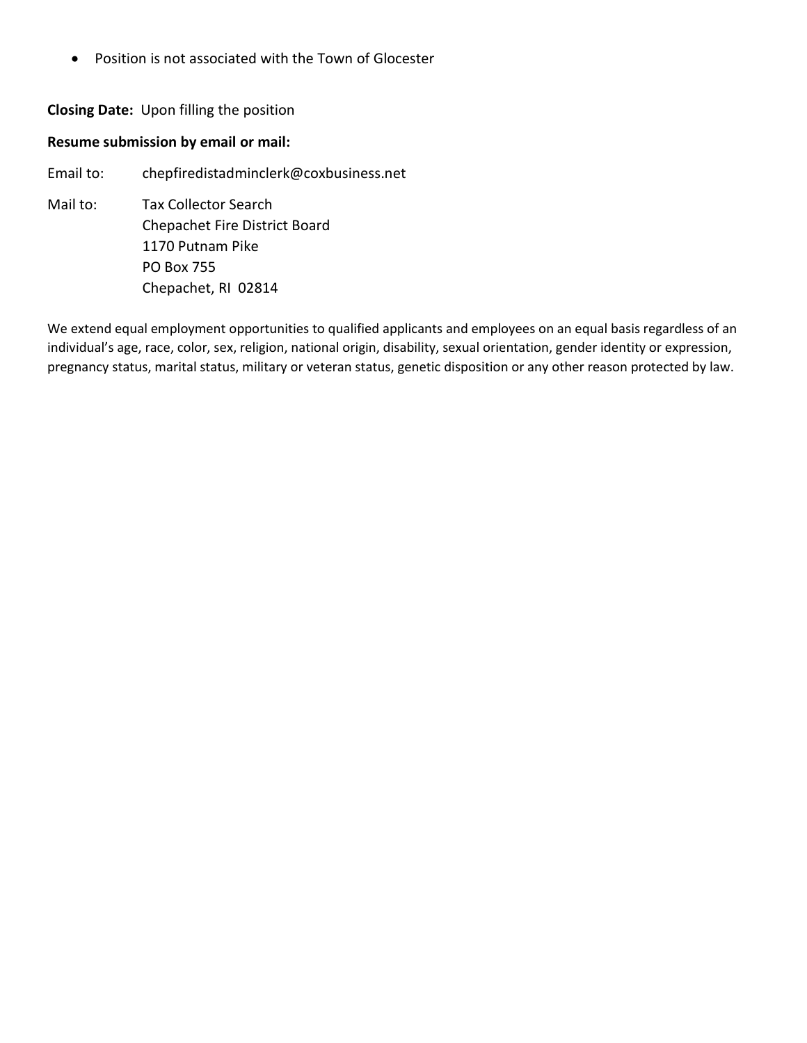- Position is not associated with the Town of Glocester

**Closing Date:** Upon filling the position

**Resume submission by email or mail:**

Email to: chepfiredistadminclerk@coxbusiness.net

Mail to: Tax Collector Search
Chepachet Fire District Board
1170 Putnam Pike
PO Box 755
Chepachet, RI 02814

We extend equal employment opportunities to qualified applicants and employees on an equal basis regardless of an individual's age, race, color, sex, religion, national origin, disability, sexual orientation, gender identity or expression, pregnancy status, marital status, military or veteran status, genetic disposition or any other reason protected by law.